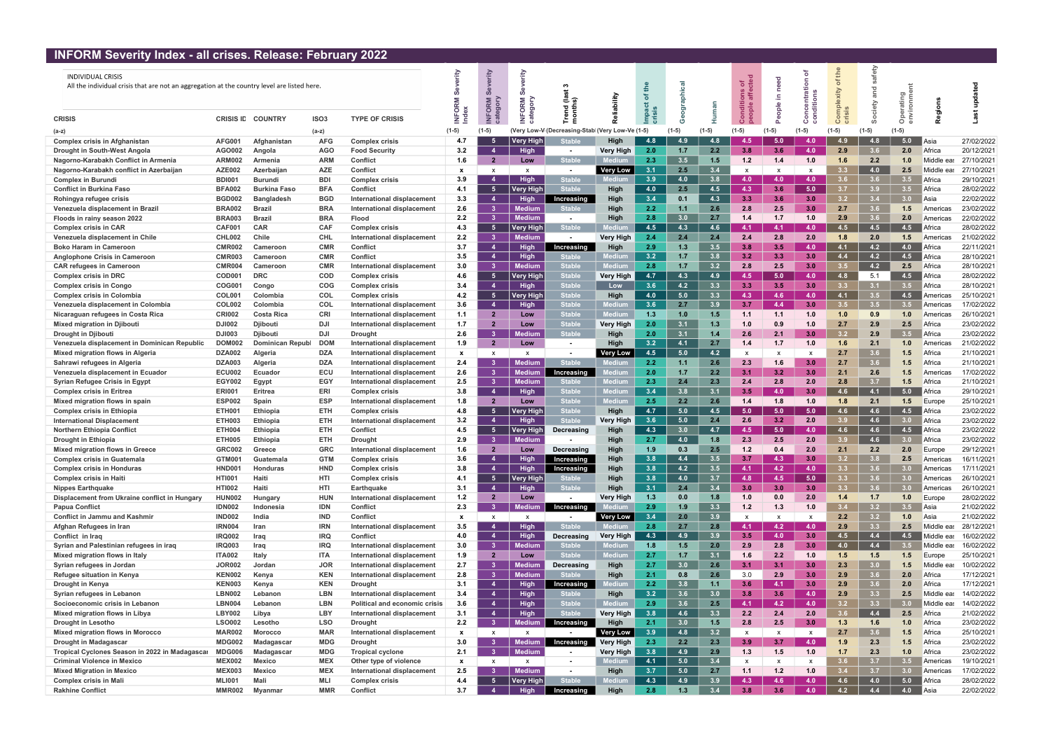# INFORM Severity Index - all crises. Release: February 2022

INDIVIDUAL CRISIS

All the individual crisis that are not an aggregation at the country level are listed here.

| CRISIS | CRISIS ID | COUNTRY | ISO3 | TYPE OF CRISIS | INFORM Severity Index | INFORM Severity category | INFORM Severity category | Trend (last 3 months) | Reliability | Impact of the crisis | Geographical | Human | Conditions of people affected | People in need | Concentration of conditions | Complexity of the crisis | Society and safety | Operating environment | Regions | Last updated |
|---|---|---|---|---|---|---|---|---|---|---|---|---|---|---|---|---|---|---|---|---|
| (a-z) | | | (a-z) | | (1-5) | (1-5) | (Very Low-V | (Decreasing-Stabl | (Very Low-Ve | (1-5) | (1-5) | (1-5) | (1-5) | (1-5) | (1-5) | (1-5) | (1-5) | (1-5) | | |
| Complex crisis in Afghanistan | AFG001 | Afghanistan | AFG | Complex crisis | 4.7 | 5 | Very High | Stable | High | 4.8 | 4.9 | 4.8 | 4.5 | 5.0 | 4.0 | 4.9 | 4.8 | 5.0 | Asia | 27/02/2022 |
| Drought in South-West Angola | AGO002 | Angola | AGO | Food Security | 3.2 | 4 | High | - | Very High | 2.0 | 1.7 | 2.2 | 3.8 | 3.6 | 4.0 | 2.9 | 3.6 | 2.0 | Africa | 20/12/2021 |
| Nagorno-Karabakh Conflict in Armenia | ARM002 | Armenia | ARM | Conflict | 1.6 | 2 | Low | Stable | Medium | 2.3 | 3.5 | 1.5 | 1.2 | 1.4 | 1.0 | 1.6 | 2.2 | 1.0 | Middle eas | 27/10/2021 |
| Nagorno-Karabakh conflict in Azerbaijan | AZE002 | Azerbaijan | AZE | Conflict | x | x | x | - | Very Low | 3.1 | 2.5 | 3.4 | x | x | x | 3.3 | 4.0 | 2.5 | Middle eas | 27/10/2021 |
| Complex crisis in Burundi | BDI001 | Burundi | BDI | Complex crisis | 3.9 | 4 | High | Stable | Medium | 3.9 | 4.0 | 3.8 | 4.0 | 4.0 | 4.0 | 3.6 | 3.6 | 3.5 | Africa | 29/10/2021 |
| Conflict in Burkina Faso | BFA002 | Burkina Faso | BFA | Conflict | 4.1 | 5 | Very High | Stable | High | 4.0 | 2.5 | 4.5 | 4.3 | 3.6 | 5.0 | 3.7 | 3.9 | 3.5 | Africa | 28/02/2022 |
| Rohingya refugee crisis | BGD002 | Bangladesh | BGD | International displacement | 3.3 | 4 | High | Increasing | High | 3.4 | 0.1 | 4.3 | 3.3 | 3.6 | 3.0 | 3.2 | 3.4 | 3.0 | Asia | 22/02/2022 |
| Venezuela displacement in Brazil | BRA002 | Brazil | BRA | International displacement | 2.6 | 3 | Medium | Stable | High | 2.2 | 1.1 | 2.6 | 2.8 | 2.5 | 3.0 | 2.7 | 3.6 | 1.5 | Americas | 23/02/2022 |
| Floods in rainy season 2022 | BRA003 | Brazil | BRA | Flood | 2.2 | 3 | Medium | - | High | 2.8 | 3.0 | 2.7 | 1.4 | 1.7 | 1.0 | 2.9 | 3.6 | 2.0 | Americas | 22/02/2022 |
| Complex crisis in CAR | CAF001 | CAR | CAF | Complex crisis | 4.3 | 5 | Very High | Stable | Medium | 4.5 | 4.3 | 4.6 | 4.1 | 4.1 | 4.0 | 4.5 | 4.5 | 4.5 | Africa | 28/02/2022 |
| Venezuela displacement in Chile | CHL002 | Chile | CHL | International displacement | 2.2 | 3 | Medium | - | Very High | 2.4 | 2.4 | 2.4 | 2.4 | 2.8 | 2.0 | 1.8 | 2.0 | 1.5 | Americas | 21/02/2022 |
| Boko Haram in Cameroon | CMR002 | Cameroon | CMR | Conflict | 3.7 | 4 | High | Increasing | High | 2.9 | 1.3 | 3.5 | 3.8 | 3.5 | 4.0 | 4.1 | 4.2 | 4.0 | Africa | 22/11/2021 |
| Anglophone Crisis in Cameroon | CMR003 | Cameroon | CMR | Conflict | 3.5 | 4 | High | Stable | Medium | 3.2 | 1.7 | 3.8 | 3.2 | 3.3 | 3.0 | 4.4 | 4.2 | 4.5 | Africa | 28/10/2021 |
| CAR refugees in Cameroon | CMR004 | Cameroon | CMR | International displacement | 3.0 | 3 | Medium | Stable | Medium | 2.8 | 1.7 | 3.2 | 2.8 | 2.5 | 3.0 | 3.5 | 4.2 | 2.5 | Africa | 28/10/2021 |
| Complex crisis in DRC | COD001 | DRC | COD | Complex crisis | 4.6 | 5 | Very High | Stable | Very High | 4.7 | 4.3 | 4.9 | 4.5 | 5.0 | 4.0 | 4.8 | 5.1 | 4.5 | Africa | 28/02/2022 |
| Complex crisis in Congo | COG001 | Congo | COG | Complex crisis | 3.4 | 4 | High | Stable | Low | 3.6 | 4.2 | 3.3 | 3.3 | 3.5 | 3.0 | 3.3 | 3.1 | 3.5 | Africa | 28/10/2021 |
| Complex crisis in Colombia | COL001 | Colombia | COL | Complex crisis | 4.2 | 5 | Very High | Stable | High | 4.0 | 5.0 | 3.3 | 4.3 | 4.6 | 4.0 | 4.1 | 3.5 | 4.5 | Americas | 25/10/2021 |
| Venezuela displacement in Colombia | COL002 | Colombia | COL | International displacement | 3.6 | 4 | High | Stable | Medium | 3.6 | 2.7 | 3.9 | 3.7 | 4.4 | 3.0 | 3.5 | 3.5 | 3.5 | Americas | 17/02/2022 |
| Nicaraguan refugees in Costa Rica | CRI002 | Costa Rica | CRI | International displacement | 1.1 | 2 | Low | Stable | Medium | 1.3 | 1.0 | 1.5 | 1.1 | 1.1 | 1.0 | 1.0 | 0.9 | 1.0 | Americas | 26/10/2021 |
| Mixed migration in Djibouti | DJI002 | Djibouti | DJI | International displacement | 1.7 | 2 | Low | Stable | Very High | 2.0 | 3.1 | 1.3 | 1.0 | 0.9 | 1.0 | 2.7 | 2.9 | 2.5 | Africa | 23/02/2022 |
| Drought in Djibouti | DJI003 | Djibouti | DJI | Drought | 2.6 | 3 | Medium | Stable | High | 2.0 | 3.1 | 1.4 | 2.6 | 2.1 | 3.0 | 3.2 | 2.9 | 3.5 | Africa | 23/02/2022 |
| Venezuela displacement in Dominican Republic | DOM002 | Dominican Republ | DOM | International displacement | 1.9 | 2 | Low | - | High | 3.2 | 4.1 | 2.7 | 1.4 | 1.7 | 1.0 | 1.6 | 2.1 | 1.0 | Americas | 21/02/2022 |
| Mixed migration flows in Algeria | DZA002 | Algeria | DZA | International displacement | x | x | x | - | Very Low | 4.5 | 5.0 | 4.2 | x | x | x | 2.7 | 3.6 | 1.5 | Africa | 21/10/2021 |
| Sahrawi refugees in Algeria | DZA003 | Algeria | DZA | International displacement | 2.4 | 3 | Medium | Stable | Medium | 2.2 | 1.1 | 2.6 | 2.3 | 1.6 | 3.0 | 2.7 | 3.6 | 1.5 | Africa | 21/10/2021 |
| Venezuela displacement in Ecuador | ECU002 | Ecuador | ECU | International displacement | 2.6 | 3 | Medium | Increasing | Medium | 2.0 | 1.7 | 2.2 | 3.1 | 3.2 | 3.0 | 2.1 | 2.6 | 1.5 | Americas | 17/02/2022 |
| Syrian Refugee Crisis in Egypt | EGY002 | Egypt | EGY | International displacement | 2.5 | 3 | Medium | Stable | Medium | 2.3 | 2.4 | 2.3 | 2.4 | 2.8 | 2.0 | 2.8 | 3.7 | 1.5 | Africa | 21/10/2021 |
| Complex crisis in Eritrea | ERI001 | Eritrea | ERI | Complex crisis | 3.8 | 4 | High | Stable | Medium | 3.4 | 3.8 | 3.1 | 3.5 | 4.0 | 3.0 | 4.6 | 4.1 | 5.0 | Africa | 29/10/2021 |
| Mixed migration flows in spain | ESP002 | Spain | ESP | International displacement | 1.8 | 2 | Low | Stable | Medium | 2.5 | 2.2 | 2.6 | 1.4 | 1.8 | 1.0 | 1.8 | 2.1 | 1.5 | Europe | 25/10/2021 |
| Complex crisis in Ethiopia | ETH001 | Ethiopia | ETH | Complex crisis | 4.8 | 5 | Very High | Stable | High | 4.7 | 5.0 | 4.5 | 5.0 | 5.0 | 5.0 | 4.6 | 4.6 | 4.5 | Africa | 23/02/2022 |
| International Displacement | ETH003 | Ethiopia | ETH | International displacement | 3.2 | 4 | High | Stable | Very High | 3.6 | 5.0 | 2.4 | 2.6 | 3.2 | 2.0 | 3.9 | 4.6 | 3.0 | Africa | 23/02/2022 |
| Northern Ethiopia Conflict | ETH004 | Ethiopia | ETH | Conflict | 4.5 | 5 | Very High | Decreasing | High | 4.3 | 3.0 | 4.7 | 4.5 | 5.0 | 4.0 | 4.6 | 4.6 | 4.5 | Africa | 23/02/2022 |
| Drought in Ethiopia | ETH005 | Ethiopia | ETH | Drought | 2.9 | 3 | Medium | - | High | 2.7 | 4.0 | 1.8 | 2.3 | 2.5 | 2.0 | 3.9 | 4.6 | 3.0 | Africa | 23/02/2022 |
| Mixed migration flows in Greece | GRC002 | Greece | GRC | International displacement | 1.6 | 2 | Low | Decreasing | High | 1.9 | 0.3 | 2.5 | 1.2 | 0.4 | 2.0 | 2.1 | 2.2 | 2.0 | Europe | 29/12/2021 |
| Complex crisis in Guatemala | GTM001 | Guatemala | GTM | Complex crisis | 3.6 | 4 | High | Increasing | High | 3.8 | 4.4 | 3.5 | 3.7 | 4.3 | 3.0 | 3.2 | 3.8 | 2.5 | Americas | 16/11/2021 |
| Complex crisis in Honduras | HND001 | Honduras | HND | Complex crisis | 3.8 | 4 | High | Increasing | High | 3.8 | 4.2 | 3.5 | 4.1 | 4.2 | 4.0 | 3.3 | 3.6 | 3.0 | Americas | 17/11/2021 |
| Complex crisis in Haiti | HTI001 | Haiti | HTI | Complex crisis | 4.1 | 5 | Very High | Stable | High | 3.8 | 4.0 | 3.7 | 4.8 | 4.5 | 5.0 | 3.3 | 3.6 | 3.0 | Americas | 26/10/2021 |
| Nippes Earthquake | HTI002 | Haiti | HTI | Earthquake | 3.1 | 4 | High | Stable | High | 3.1 | 2.4 | 3.4 | 3.0 | 3.0 | 3.0 | 3.3 | 3.6 | 3.0 | Americas | 26/10/2021 |
| Displacement from Ukraine conflict in Hungary | HUN002 | Hungary | HUN | International displacement | 1.2 | 2 | Low | - | Very High | 1.3 | 0.0 | 1.8 | 1.0 | 0.0 | 2.0 | 1.4 | 1.7 | 1.0 | Europe | 28/02/2022 |
| Papua Conflict | IDN002 | Indonesia | IDN | Conflict | 2.3 | 3 | Medium | Increasing | Medium | 2.9 | 1.9 | 3.3 | 1.2 | 1.3 | 1.0 | 3.4 | 3.2 | 3.5 | Asia | 21/02/2022 |
| Conflict in Jammu and Kashmir | IND002 | India | IND | Conflict | x | x | x | - | Very Low | 3.4 | 2.0 | 3.9 | x | x | x | 2.2 | 3.2 | 1.0 | Asia | 21/02/2022 |
| Afghan Refugees in Iran | IRN004 | Iran | IRN | International displacement | 3.5 | 4 | High | Stable | Medium | 2.8 | 2.7 | 2.8 | 4.1 | 4.2 | 4.0 | 2.9 | 3.3 | 2.5 | Middle eas | 28/12/2021 |
| Conflict in Iraq | IRQ002 | Iraq | IRQ | Conflict | 4.0 | 4 | High | Decreasing | Very High | 4.3 | 4.9 | 3.9 | 3.5 | 4.0 | 3.0 | 4.5 | 4.4 | 4.5 | Middle eas | 16/02/2022 |
| Syrian and Palestinian refugees in iraq | IRQ003 | Iraq | IRQ | International displacement | 3.0 | 3 | Medium | Stable | Medium | 1.8 | 1.5 | 2.0 | 2.9 | 2.8 | 3.0 | 4.0 | 4.4 | 3.5 | Middle eas | 16/02/2022 |
| Mixed migration flows in Italy | ITA002 | Italy | ITA | International displacement | 1.9 | 2 | Low | Stable | Medium | 2.7 | 1.7 | 3.1 | 1.6 | 2.2 | 1.0 | 1.5 | 1.5 | 1.5 | Europe | 25/10/2021 |
| Syrian refugees in Jordan | JOR002 | Jordan | JOR | International displacement | 2.7 | 3 | Medium | Decreasing | High | 2.7 | 3.0 | 2.6 | 3.1 | 3.1 | 3.0 | 2.3 | 3.0 | 1.5 | Middle eas | 10/02/2022 |
| Refugee situation in Kenya | KEN002 | Kenya | KEN | International displacement | 2.8 | 3 | Medium | Stable | High | 2.1 | 0.8 | 2.6 | 3.0 | 2.9 | 3.0 | 2.9 | 3.6 | 2.0 | Africa | 17/12/2021 |
| Drought in Kenya | KEN003 | Kenya | KEN | Drought | 3.1 | 4 | High | Increasing | Medium | 2.2 | 3.8 | 1.1 | 3.6 | 4.1 | 3.0 | 2.9 | 3.6 | 2.0 | Africa | 17/12/2021 |
| Syrian refugees in Lebanon | LBN002 | Lebanon | LBN | International displacement | 3.4 | 4 | High | Stable | High | 3.2 | 3.6 | 3.0 | 3.8 | 3.6 | 4.0 | 2.9 | 3.3 | 2.5 | Middle eas | 14/02/2022 |
| Socioeconomic crisis in Lebanon | LBN004 | Lebanon | LBN | Political and economic crisis | 3.6 | 4 | High | Stable | Medium | 2.9 | 3.6 | 2.5 | 4.1 | 4.2 | 4.0 | 3.2 | 3.3 | 3.0 | Middle eas | 14/02/2022 |
| Mixed migration flows in Libya | LBY002 | Libya | LBY | International displacement | 3.1 | 4 | High | Stable | Very High | 3.8 | 4.6 | 3.3 | 2.2 | 2.4 | 2.0 | 3.6 | 4.4 | 2.5 | Africa | 21/02/2022 |
| Drought in Lesotho | LSO002 | Lesotho | LSO | Drought | 2.2 | 3 | Medium | Increasing | High | 2.1 | 3.0 | 1.5 | 2.8 | 2.5 | 3.0 | 1.3 | 1.6 | 1.0 | Africa | 23/02/2022 |
| Mixed migration flows in Morocco | MAR002 | Morocco | MAR | International displacement | x | x | x | - | Very Low | 3.9 | 4.8 | 3.2 | x | x | x | 2.7 | 3.6 | 1.5 | Africa | 25/10/2021 |
| Drought in Madagascar | MDG002 | Madagascar | MDG | Drought | 3.0 | 3 | Medium | Increasing | Very High | 2.3 | 2.2 | 2.3 | 3.9 | 3.7 | 4.0 | 1.9 | 2.3 | 1.5 | Africa | 23/02/2022 |
| Tropical Cyclones Season in 2022 in Madagascar | MDG006 | Madagascar | MDG | Tropical cyclone | 2.1 | 3 | Medium | - | Very High | 3.8 | 4.9 | 2.9 | 1.3 | 1.5 | 1.0 | 1.7 | 2.3 | 1.0 | Africa | 23/02/2022 |
| Criminal Violence in Mexico | MEX002 | Mexico | MEX | Other type of violence | x | x | x | - | Medium | 4.1 | 5.0 | 3.4 | x | x | x | 3.6 | 3.7 | 3.5 | Americas | 19/10/2021 |
| Mixed Migration in Mexico | MEX003 | Mexico | MEX | International displacement | 2.5 | 3 | Medium | - | High | 3.7 | 5.0 | 2.8 | 1.1 | 1.2 | 1.0 | 3.4 | 3.7 | 3.0 | Americas | 17/02/2022 |
| Complex crisis in Mali | MLI001 | Mali | MLI | Complex crisis | 4.4 | 5 | Very High | Stable | Medium | 4.3 | 4.9 | 3.9 | 4.3 | 4.6 | 4.0 | 4.6 | 4.0 | 5.0 | Africa | 28/02/2022 |
| Rakhine Conflict | MMR002 | Myanmar | MMR | Conflict | 3.7 | 4 | High | Increasing | High | 2.8 | 1.3 | 3.4 | 3.8 | 3.6 | 4.0 | 4.2 | 4.4 | 4.0 | Asia | 22/02/2022 |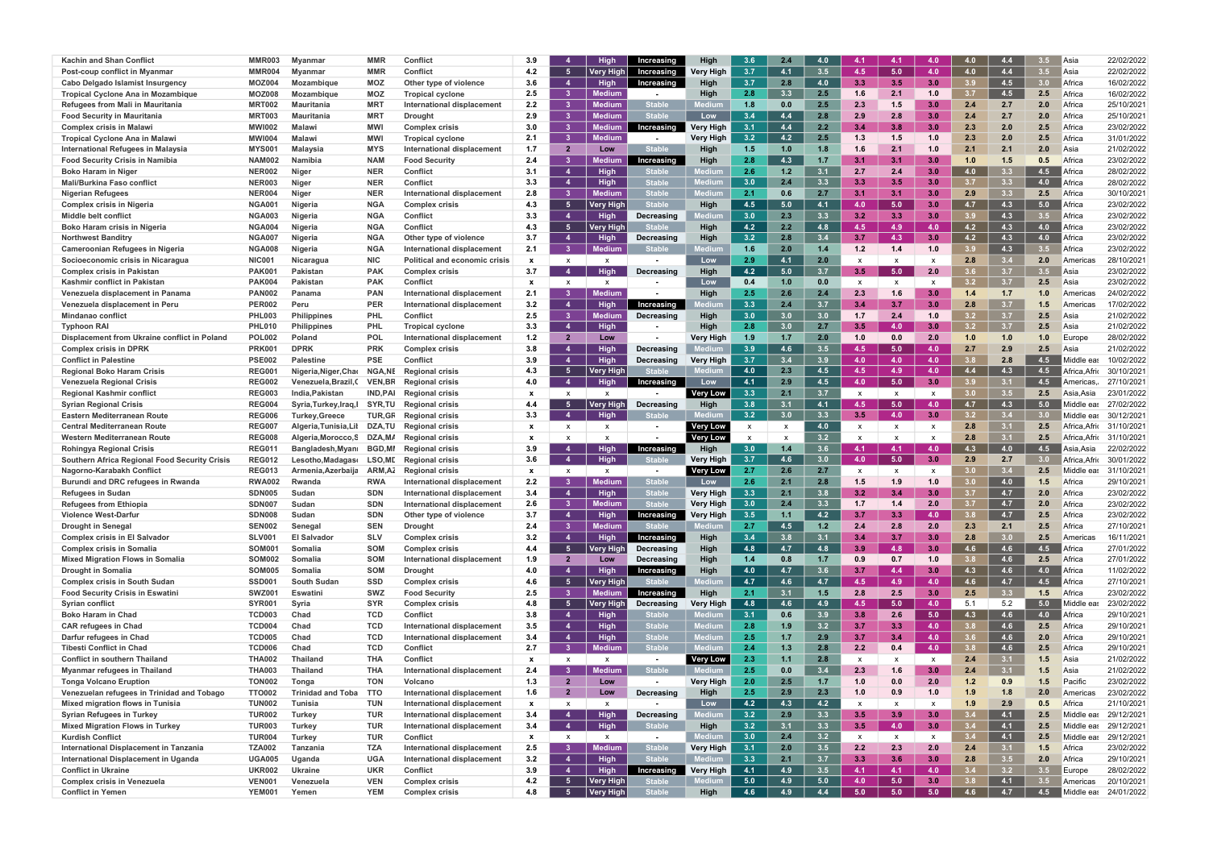| | | | | | | | | | | | | | | | | | | | | |
|---|---|---|---|---|---|---|---|---|---|---|---|---|---|---|---|---|---|---|---|---|
| Kachin and Shan Conflict | MMR003 | Myanmar | MMR | Conflict | 3.9 | 4 | High | Increasing | High | 3.6 | 2.4 | 4.0 | 4.1 | 4.1 | 4.0 | 4.0 | 4.4 | 3.5 | Asia | 22/02/2022 |
| Post-coup conflict in Myanmar | MMR004 | Myanmar | MMR | Conflict | 4.2 | 5 | Very High | Increasing | Very High | 3.7 | 4.1 | 3.5 | 4.5 | 5.0 | 4.0 | 4.0 | 4.4 | 3.5 | Asia | 22/02/2022 |
| Cabo Delgado Islamist Insurgency | MOZ004 | Mozambique | MOZ | Other type of violence | 3.6 | 4 | High | Increasing | High | 3.7 | 2.8 | 4.0 | 3.3 | 3.5 | 3.0 | 3.9 | 4.5 | 3.0 | Africa | 16/02/2022 |
| Tropical Cyclone Ana in Mozambique | MOZ008 | Mozambique | MOZ | Tropical cyclone | 2.5 | 3 | Medium | - | High | 2.8 | 3.3 | 2.5 | 1.6 | 2.1 | 1.0 | 3.7 | 4.5 | 2.5 | Africa | 16/02/2022 |
| Refugees from Mali in Mauritania | MRT002 | Mauritania | MRT | International displacement | 2.2 | 3 | Medium | Stable | Medium | 1.8 | 0.0 | 2.5 | 2.3 | 1.5 | 3.0 | 2.4 | 2.7 | 2.0 | Africa | 25/10/2021 |
| Food Security in Mauritania | MRT003 | Mauritania | MRT | Drought | 2.9 | 3 | Medium | Stable | Low | 3.4 | 4.4 | 2.8 | 2.9 | 2.8 | 3.0 | 2.4 | 2.7 | 2.0 | Africa | 25/10/2021 |
| Complex crisis in Malawi | MWI002 | Malawi | MWI | Complex crisis | 3.0 | 3 | Medium | Increasing | Very High | 3.1 | 4.4 | 2.2 | 3.4 | 3.8 | 3.0 | 2.3 | 2.0 | 2.5 | Africa | 23/02/2022 |
| Tropical Cyclone Ana in Malawi | MWI004 | Malawi | MWI | Tropical cyclone | 2.1 | 3 | Medium | - | Very High | 3.2 | 4.2 | 2.5 | 1.3 | 1.5 | 1.0 | 2.3 | 2.0 | 2.5 | Africa | 31/01/2022 |
| International Refugees in Malaysia | MYS001 | Malaysia | MYS | International displacement | 1.7 | 2 | Low | Stable | High | 1.5 | 1.0 | 1.8 | 1.6 | 2.1 | 1.0 | 2.1 | 2.1 | 2.0 | Asia | 21/02/2022 |
| Food Security Crisis in Namibia | NAM002 | Namibia | NAM | Food Security | 2.4 | 3 | Medium | Increasing | High | 2.8 | 4.3 | 1.7 | 3.1 | 3.1 | 3.0 | 1.0 | 1.5 | 0.5 | Africa | 23/02/2022 |
| Boko Haram in Niger | NER002 | Niger | NER | Conflict | 3.1 | 4 | High | Stable | Medium | 2.6 | 1.2 | 3.1 | 2.7 | 2.4 | 3.0 | 4.0 | 3.3 | 4.5 | Africa | 28/02/2022 |
| Mali/Burkina Faso conflict | NER003 | Niger | NER | Conflict | 3.3 | 4 | High | Stable | Medium | 3.0 | 2.4 | 3.3 | 3.3 | 3.5 | 3.0 | 3.7 | 3.3 | 4.0 | Africa | 28/02/2022 |
| Nigerian Refugees | NER004 | Niger | NER | International displacement | 2.8 | 3 | Medium | Stable | Medium | 2.1 | 0.6 | 2.7 | 3.1 | 3.1 | 3.0 | 2.9 | 3.3 | 2.5 | Africa | 30/10/2021 |
| Complex crisis in Nigeria | NGA001 | Nigeria | NGA | Complex crisis | 4.3 | 5 | Very High | Stable | High | 4.5 | 5.0 | 4.1 | 4.0 | 5.0 | 3.0 | 4.7 | 4.3 | 5.0 | Africa | 23/02/2022 |
| Middle belt conflict | NGA003 | Nigeria | NGA | Conflict | 3.3 | 4 | High | Decreasing | Medium | 3.0 | 2.3 | 3.3 | 3.2 | 3.3 | 3.0 | 3.9 | 4.3 | 3.5 | Africa | 23/02/2022 |
| Boko Haram crisis in Nigeria | NGA004 | Nigeria | NGA | Conflict | 4.3 | 5 | Very High | Stable | High | 4.2 | 2.2 | 4.8 | 4.5 | 4.9 | 4.0 | 4.2 | 4.3 | 4.0 | Africa | 23/02/2022 |
| Northwest Banditry | NGA007 | Nigeria | NGA | Other type of violence | 3.7 | 4 | High | Decreasing | High | 3.2 | 2.8 | 3.4 | 3.7 | 4.3 | 3.0 | 4.2 | 4.3 | 4.0 | Africa | 23/02/2022 |
| Cameroonian Refugees in Nigeria | NGA008 | Nigeria | NGA | International displacement | 2.1 | 3 | Medium | Stable | Medium | 1.6 | 2.0 | 1.4 | 1.2 | 1.4 | 1.0 | 3.9 | 4.3 | 3.5 | Africa | 23/02/2022 |
| Socioeconomic crisis in Nicaragua | NIC001 | Nicaragua | NIC | Political and economic crisis | x | x | x | - | Low | 2.9 | 4.1 | 2.0 | x | x | x | 2.8 | 3.4 | 2.0 | Americas | 28/10/2021 |
| Complex crisis in Pakistan | PAK001 | Pakistan | PAK | Complex crisis | 3.7 | 4 | High | Decreasing | High | 4.2 | 5.0 | 3.7 | 3.5 | 5.0 | 2.0 | 3.6 | 3.7 | 3.5 | Asia | 23/02/2022 |
| Kashmir conflict in Pakistan | PAK004 | Pakistan | PAK | Conflict | x | x | x | - | Low | 0.4 | 1.0 | 0.0 | x | x | x | 3.2 | 3.7 | 2.5 | Asia | 23/02/2022 |
| Venezuela displacement in Panama | PAN002 | Panama | PAN | International displacement | 2.1 | 3 | Medium | - | High | 2.5 | 2.6 | 2.4 | 2.3 | 1.6 | 3.0 | 1.4 | 1.7 | 1.0 | Americas | 24/02/2022 |
| Venezuela displacement in Peru | PER002 | Peru | PER | International displacement | 3.2 | 4 | High | Increasing | Medium | 3.3 | 2.4 | 3.7 | 3.4 | 3.7 | 3.0 | 2.8 | 3.7 | 1.5 | Americas | 17/02/2022 |
| Mindanao conflict | PHL003 | Philippines | PHL | Conflict | 2.5 | 3 | Medium | Decreasing | High | 3.0 | 3.0 | 3.0 | 1.7 | 2.4 | 1.0 | 3.2 | 3.7 | 2.5 | Asia | 21/02/2022 |
| Typhoon RAI | PHL010 | Philippines | PHL | Tropical cyclone | 3.3 | 4 | High | - | High | 2.8 | 3.0 | 2.7 | 3.5 | 4.0 | 3.0 | 3.2 | 3.7 | 2.5 | Asia | 21/02/2022 |
| Displacement from Ukraine conflict in Poland | POL002 | Poland | POL | International displacement | 1.2 | 2 | Low | - | Very High | 1.9 | 1.7 | 2.0 | 1.0 | 0.0 | 2.0 | 1.0 | 1.0 | 1.0 | Europe | 28/02/2022 |
| Complex crisis in DPRK | PRK001 | DPRK | PRK | Complex crisis | 3.8 | 4 | High | Decreasing | Medium | 3.9 | 4.6 | 3.5 | 4.5 | 5.0 | 4.0 | 2.7 | 2.9 | 2.5 | Asia | 21/02/2022 |
| Conflict in Palestine | PSE002 | Palestine | PSE | Conflict | 3.9 | 4 | High | Decreasing | Very High | 3.7 | 3.4 | 3.9 | 4.0 | 4.0 | 4.0 | 3.8 | 2.8 | 4.5 | Middle eas | 10/02/2022 |
| Regional Boko Haram Crisis | REG001 | Nigeria,Niger,Chad | NGA,NE | Regional crisis | 4.3 | 5 | Very High | Stable | Medium | 4.0 | 2.3 | 4.5 | 4.5 | 4.9 | 4.0 | 4.4 | 4.3 | 4.5 | Africa,Afri | 30/10/2021 |
| Venezuela Regional Crisis | REG002 | Venezuela,Brazil,C | VEN,BR | Regional crisis | 4.0 | 4 | High | Increasing | Low | 4.1 | 2.9 | 4.5 | 4.0 | 5.0 | 3.0 | 3.9 | 3.1 | 4.5 | Americas,. | 27/10/2021 |
| Regional Kashmir conflict | REG003 | India,Pakistan | IND,PAI | Regional crisis | x | x | x | - | Very Low | 3.3 | 2.1 | 3.7 | x | x | x | 3.0 | 3.5 | 2.5 | Asia,Asia | 23/01/2022 |
| Syrian Regional Crisis | REG004 | Syria,Turkey,Iraq,l | SYR,TU | Regional crisis | 4.4 | 5 | Very High | Decreasing | High | 3.8 | 3.1 | 4.1 | 4.5 | 5.0 | 4.0 | 4.7 | 4.3 | 5.0 | Middle eas | 27/02/2022 |
| Eastern Mediterranean Route | REG006 | Turkey,Greece | TUR,GR | Regional crisis | 3.3 | 4 | High | Stable | Medium | 3.2 | 3.0 | 3.3 | 3.5 | 4.0 | 3.0 | 3.2 | 3.4 | 3.0 | Middle eas | 30/12/2021 |
| Central Mediterranean Route | REG007 | Algeria,Tunisia,Lit | DZA,TU | Regional crisis | x | x | x | - | Very Low | x | x | 4.0 | x | x | x | 2.8 | 3.1 | 2.5 | Africa,Afri | 31/10/2021 |
| Western Mediterranean Route | REG008 | Algeria,Morocco,S | DZA,MA | Regional crisis | x | x | x | - | Very Low | x | x | 3.2 | x | x | x | 2.8 | 3.1 | 2.5 | Africa,Afri | 31/10/2021 |
| Rohingya Regional Crisis | REG011 | Bangladesh,Myanı | BGD,MI | Regional crisis | 3.9 | 4 | High | Increasing | High | 3.0 | 1.4 | 3.6 | 4.1 | 4.1 | 4.0 | 4.3 | 4.0 | 4.5 | Asia,Asia | 22/02/2022 |
| Southern Africa Regional Food Security Crisis | REG012 | Lesotho,Madagasc | LSO,MD | Regional crisis | 3.6 | 4 | High | Stable | Very High | 3.7 | 4.6 | 3.0 | 4.0 | 5.0 | 3.0 | 2.9 | 2.7 | 3.0 | Africa,Afri | 30/01/2022 |
| Nagorno-Karabakh Conflict | REG013 | Armenia,Azerbaija | ARM,AZ | Regional crisis | x | x | x | - | Very Low | 2.7 | 2.6 | 2.7 | x | x | x | 3.0 | 3.4 | 2.5 | Middle eas | 31/10/2021 |
| Burundi and DRC refugees in Rwanda | RWA002 | Rwanda | RWA | International displacement | 2.2 | 3 | Medium | Stable | Low | 2.6 | 2.1 | 2.8 | 1.5 | 1.9 | 1.0 | 3.0 | 4.0 | 1.5 | Africa | 29/10/2021 |
| Refugees in Sudan | SDN005 | Sudan | SDN | International displacement | 3.4 | 4 | High | Stable | Very High | 3.3 | 2.1 | 3.8 | 3.2 | 3.4 | 3.0 | 3.7 | 4.7 | 2.0 | Africa | 23/02/2022 |
| Refugees from Ethiopia | SDN007 | Sudan | SDN | International displacement | 2.6 | 3 | Medium | Stable | Very High | 3.0 | 2.4 | 3.3 | 1.7 | 1.4 | 2.0 | 3.7 | 4.7 | 2.0 | Africa | 23/02/2022 |
| Violence West-Darfur | SDN008 | Sudan | SDN | Other type of violence | 3.7 | 4 | High | Increasing | Very High | 3.5 | 1.1 | 4.2 | 3.7 | 3.3 | 4.0 | 3.8 | 4.7 | 2.5 | Africa | 23/02/2022 |
| Drought in Senegal | SEN002 | Senegal | SEN | Drought | 2.4 | 3 | Medium | Stable | Medium | 2.7 | 4.5 | 1.2 | 2.4 | 2.8 | 2.0 | 2.3 | 2.1 | 2.5 | Africa | 27/10/2021 |
| Complex crisis in El Salvador | SLV001 | El Salvador | SLV | Complex crisis | 3.2 | 4 | High | Increasing | High | 3.4 | 3.8 | 3.1 | 3.4 | 3.7 | 3.0 | 2.8 | 3.0 | 2.5 | Americas | 16/11/2021 |
| Complex crisis in Somalia | SOM001 | Somalia | SOM | Complex crisis | 4.4 | 5 | Very High | Decreasing | High | 4.8 | 4.7 | 4.8 | 3.9 | 4.8 | 3.0 | 4.6 | 4.6 | 4.5 | Africa | 27/01/2022 |
| Mixed Migration Flows in Somalia | SOM002 | Somalia | SOM | International displacement | 1.9 | 2 | Low | Decreasing | High | 1.4 | 0.8 | 1.7 | 0.9 | 0.7 | 1.0 | 3.8 | 4.6 | 2.5 | Africa | 27/01/2022 |
| Drought in Somalia | SOM005 | Somalia | SOM | Drought | 4.0 | 4 | High | Increasing | High | 4.0 | 4.7 | 3.6 | 3.7 | 4.4 | 3.0 | 4.3 | 4.6 | 4.0 | Africa | 11/02/2022 |
| Complex crisis in South Sudan | SSD001 | South Sudan | SSD | Complex crisis | 4.6 | 5 | Very High | Stable | Medium | 4.7 | 4.6 | 4.7 | 4.5 | 4.9 | 4.0 | 4.6 | 4.7 | 4.5 | Africa | 27/10/2021 |
| Food Security Crisis in Eswatini | SWZ001 | Eswatini | SWZ | Food Security | 2.5 | 3 | Medium | Increasing | High | 2.1 | 3.1 | 1.5 | 2.8 | 2.5 | 3.0 | 2.5 | 3.3 | 1.5 | Africa | 23/02/2022 |
| Syrian conflict | SYR001 | Syria | SYR | Complex crisis | 4.8 | 5 | Very High | Decreasing | Very High | 4.8 | 4.6 | 4.9 | 4.5 | 5.0 | 4.0 | 5.1 | 5.2 | 5.0 | Middle eas | 23/02/2022 |
| Boko Haram in Chad | TCD003 | Chad | TCD | Conflict | 3.8 | 4 | High | Stable | Medium | 3.1 | 0.6 | 3.9 | 3.8 | 2.6 | 5.0 | 4.3 | 4.6 | 4.0 | Africa | 29/10/2021 |
| CAR refugees in Chad | TCD004 | Chad | TCD | International displacement | 3.5 | 4 | High | Stable | Medium | 2.8 | 1.9 | 3.2 | 3.7 | 3.3 | 4.0 | 3.8 | 4.6 | 2.5 | Africa | 29/10/2021 |
| Darfur refugees in Chad | TCD005 | Chad | TCD | International displacement | 3.4 | 4 | High | Stable | Medium | 2.5 | 1.7 | 2.9 | 3.7 | 3.4 | 4.0 | 3.6 | 4.6 | 2.0 | Africa | 29/10/2021 |
| Tibesti Conflict in Chad | TCD006 | Chad | TCD | Conflict | 2.7 | 3 | Medium | Stable | Medium | 2.4 | 1.3 | 2.8 | 2.2 | 0.4 | 4.0 | 3.8 | 4.6 | 2.5 | Africa | 29/10/2021 |
| Conflict in southern Thailand | THA002 | Thailand | THA | Conflict | x | x | x | - | Very Low | 2.3 | 1.1 | 2.8 | x | x | x | 2.4 | 3.1 | 1.5 | Asia | 21/02/2022 |
| Myanmar refugees in Thailand | THA003 | Thailand | THA | International displacement | 2.4 | 3 | Medium | Stable | Medium | 2.5 | 0.0 | 3.4 | 2.3 | 1.6 | 3.0 | 2.4 | 3.1 | 1.5 | Asia | 21/02/2022 |
| Tonga Volcano Eruption | TON002 | Tonga | TON | Volcano | 1.3 | 2 | Low | - | Very High | 2.0 | 2.5 | 1.7 | 1.0 | 0.0 | 2.0 | 1.2 | 0.9 | 1.5 | Pacific | 23/02/2022 |
| Venezuelan refugees in Trinidad and Tobago | TTO002 | Trinidad and Toba | TTO | International displacement | 1.6 | 2 | Low | Decreasing | High | 2.5 | 2.9 | 2.3 | 1.0 | 0.9 | 1.0 | 1.9 | 1.8 | 2.0 | Americas | 23/02/2022 |
| Mixed migration flows in Tunisia | TUN002 | Tunisia | TUN | International displacement | x | x | x | - | Low | 4.2 | 4.3 | 4.2 | x | x | x | 1.9 | 2.9 | 0.5 | Africa | 21/10/2021 |
| Syrian Refugees in Turkey | TUR002 | Turkey | TUR | International displacement | 3.4 | 4 | High | Decreasing | Medium | 3.2 | 2.9 | 3.3 | 3.5 | 3.9 | 3.0 | 3.4 | 4.1 | 2.5 | Middle eas | 29/12/2021 |
| Mixed Migration Flows in Turkey | TUR003 | Turkey | TUR | International displacement | 3.4 | 4 | High | Stable | High | 3.2 | 3.1 | 3.3 | 3.5 | 4.0 | 3.0 | 3.4 | 4.1 | 2.5 | Middle eas | 29/12/2021 |
| Kurdish Conflict | TUR004 | Turkey | TUR | Conflict | x | x | x | - | Medium | 3.0 | 2.4 | 3.2 | x | x | x | 3.4 | 4.1 | 2.5 | Middle eas | 29/12/2021 |
| International Displacement in Tanzania | TZA002 | Tanzania | TZA | International displacement | 2.5 | 3 | Medium | Stable | Very High | 3.1 | 2.0 | 3.5 | 2.2 | 2.3 | 2.0 | 2.4 | 3.1 | 1.5 | Africa | 23/02/2022 |
| International Displacement in Uganda | UGA005 | Uganda | UGA | International displacement | 3.2 | 4 | High | Stable | Medium | 3.3 | 2.1 | 3.7 | 3.3 | 3.6 | 3.0 | 2.8 | 3.5 | 2.0 | Africa | 29/10/2021 |
| Conflict in Ukraine | UKR002 | Ukraine | UKR | Conflict | 3.9 | 4 | High | Increasing | Very High | 4.1 | 4.9 | 3.5 | 4.1 | 4.1 | 4.0 | 3.4 | 3.2 | 3.5 | Europe | 28/02/2022 |
| Complex crisis in Venezuela | VEN001 | Venezuela | VEN | Complex crisis | 4.2 | 5 | Very High | Stable | Medium | 5.0 | 4.9 | 5.0 | 4.0 | 5.0 | 3.0 | 3.8 | 4.1 | 3.5 | Americas | 20/10/2021 |
| Conflict in Yemen | YEM001 | Yemen | YEM | Complex crisis | 4.8 | 5 | Very High | Stable | High | 4.6 | 4.9 | 4.4 | 5.0 | 5.0 | 5.0 | 4.6 | 4.7 | 4.5 | Middle eas | 24/01/2022 |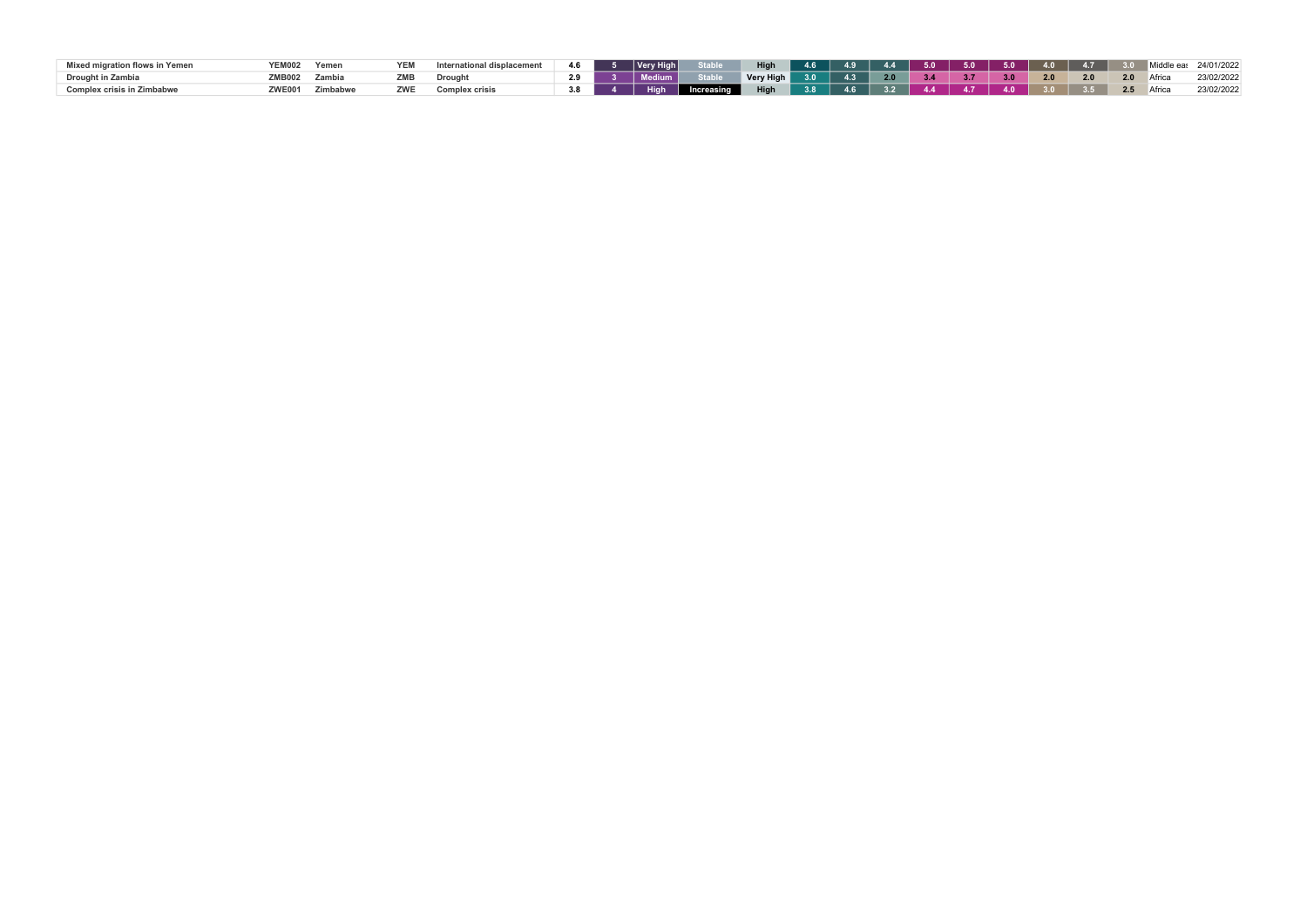| | | | | | | | | | | | | | | | | | | | | |
|---|---|---|---|---|---|---|---|---|---|---|---|---|---|---|---|---|---|---|---|---|
| Mixed migration flows in Yemen | YEM002 | Yemen | YEM | International displacement | 4.6 | 5 | Very High | Stable | High | 4.6 | 4.9 | 4.4 | 5.0 | 5.0 | 5.0 | 4.0 | 4.7 | 3.0 | Middle eas | 24/01/2022 |
| Drought in Zambia | ZMB002 | Zambia | ZMB | Drought | 2.9 | 3 | Medium | Stable | Very High | 3.0 | 4.3 | 2.0 | 3.4 | 3.7 | 3.0 | 2.0 | 2.0 | 2.0 | Africa | 23/02/2022 |
| Complex crisis in Zimbabwe | ZWE001 | Zimbabwe | ZWE | Complex crisis | 3.8 | 4 | High | Increasing | High | 3.8 | 4.6 | 3.2 | 4.4 | 4.7 | 4.0 | 3.0 | 3.5 | 2.5 | Africa | 23/02/2022 |